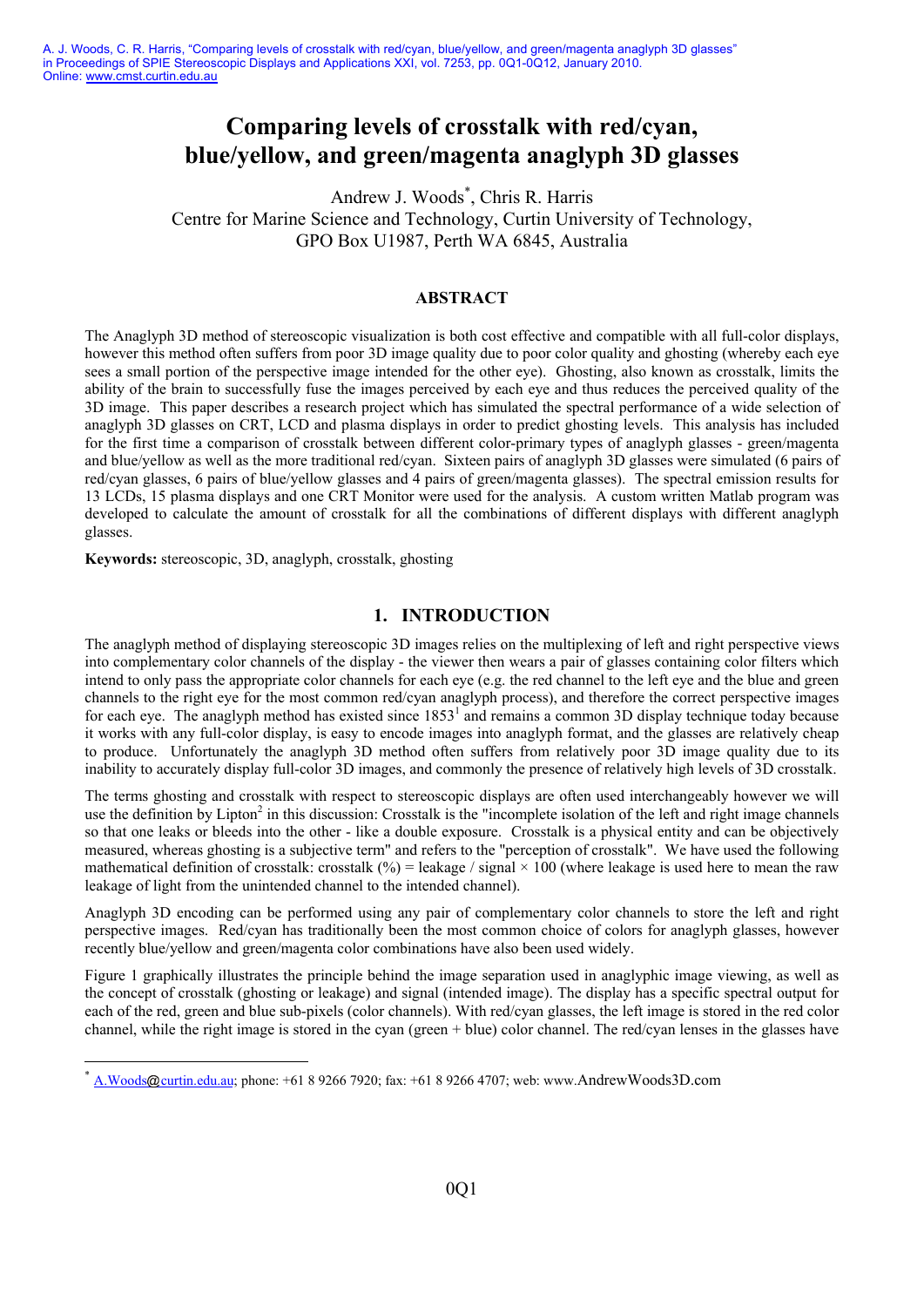A. J. Woods, C. R. Harris, "Comparing levels of crosstalk with red/cyan, blue/yellow, and green/magenta anaglyph 3D glasses" in Proceedings of SPIE Stereoscopic Displays and Applications XXI, vol. 7253, pp. 0Q1-0Q12, January 2010. Online: www.cmst.curtin.edu.au

# Comparing levels of crosstalk with red/cyan, blue/yellow, and green/magenta anaglyph 3D glasses

Andrew J. Woods[*], Chris R. Harris
Centre for Marine Science and Technology, Curtin University of Technology,
GPO Box U1987, Perth WA 6845, Australia

## ABSTRACT

The Anaglyph 3D method of stereoscopic visualization is both cost effective and compatible with all full-color displays, however this method often suffers from poor 3D image quality due to poor color quality and ghosting (whereby each eye sees a small portion of the perspective image intended for the other eye). Ghosting, also known as crosstalk, limits the ability of the brain to successfully fuse the images perceived by each eye and thus reduces the perceived quality of the 3D image. This paper describes a research project which has simulated the spectral performance of a wide selection of anaglyph 3D glasses on CRT, LCD and plasma displays in order to predict ghosting levels. This analysis has included for the first time a comparison of crosstalk between different color-primary types of anaglyph glasses - green/magenta and blue/yellow as well as the more traditional red/cyan. Sixteen pairs of anaglyph 3D glasses were simulated (6 pairs of red/cyan glasses, 6 pairs of blue/yellow glasses and 4 pairs of green/magenta glasses). The spectral emission results for 13 LCDs, 15 plasma displays and one CRT Monitor were used for the analysis. A custom written Matlab program was developed to calculate the amount of crosstalk for all the combinations of different displays with different anaglyph glasses.

**Keywords:** stereoscopic, 3D, anaglyph, crosstalk, ghosting

## 1. INTRODUCTION

The anaglyph method of displaying stereoscopic 3D images relies on the multiplexing of left and right perspective views into complementary color channels of the display - the viewer then wears a pair of glasses containing color filters which intend to only pass the appropriate color channels for each eye (e.g. the red channel to the left eye and the blue and green channels to the right eye for the most common red/cyan anaglyph process), and therefore the correct perspective images for each eye. The anaglyph method has existed since 1853[1] and remains a common 3D display technique today because it works with any full-color display, is easy to encode images into anaglyph format, and the glasses are relatively cheap to produce. Unfortunately the anaglyph 3D method often suffers from relatively poor 3D image quality due to its inability to accurately display full-color 3D images, and commonly the presence of relatively high levels of 3D crosstalk.

The terms ghosting and crosstalk with respect to stereoscopic displays are often used interchangeably however we will use the definition by Lipton[2] in this discussion: Crosstalk is the "incomplete isolation of the left and right image channels so that one leaks or bleeds into the other - like a double exposure. Crosstalk is a physical entity and can be objectively measured, whereas ghosting is a subjective term" and refers to the "perception of crosstalk". We have used the following mathematical definition of crosstalk: crosstalk (%) = leakage / signal × 100 (where leakage is used here to mean the raw leakage of light from the unintended channel to the intended channel).

Anaglyph 3D encoding can be performed using any pair of complementary color channels to store the left and right perspective images. Red/cyan has traditionally been the most common choice of colors for anaglyph glasses, however recently blue/yellow and green/magenta color combinations have also been used widely.

Figure 1 graphically illustrates the principle behind the image separation used in anaglyphic image viewing, as well as the concept of crosstalk (ghosting or leakage) and signal (intended image). The display has a specific spectral output for each of the red, green and blue sub-pixels (color channels). With red/cyan glasses, the left image is stored in the red color channel, while the right image is stored in the cyan (green + blue) color channel. The red/cyan lenses in the glasses have

---

[*] A.Woods@curtin.edu.au; phone: +61 8 9266 7920; fax: +61 8 9266 4707; web: www.AndrewWoods3D.com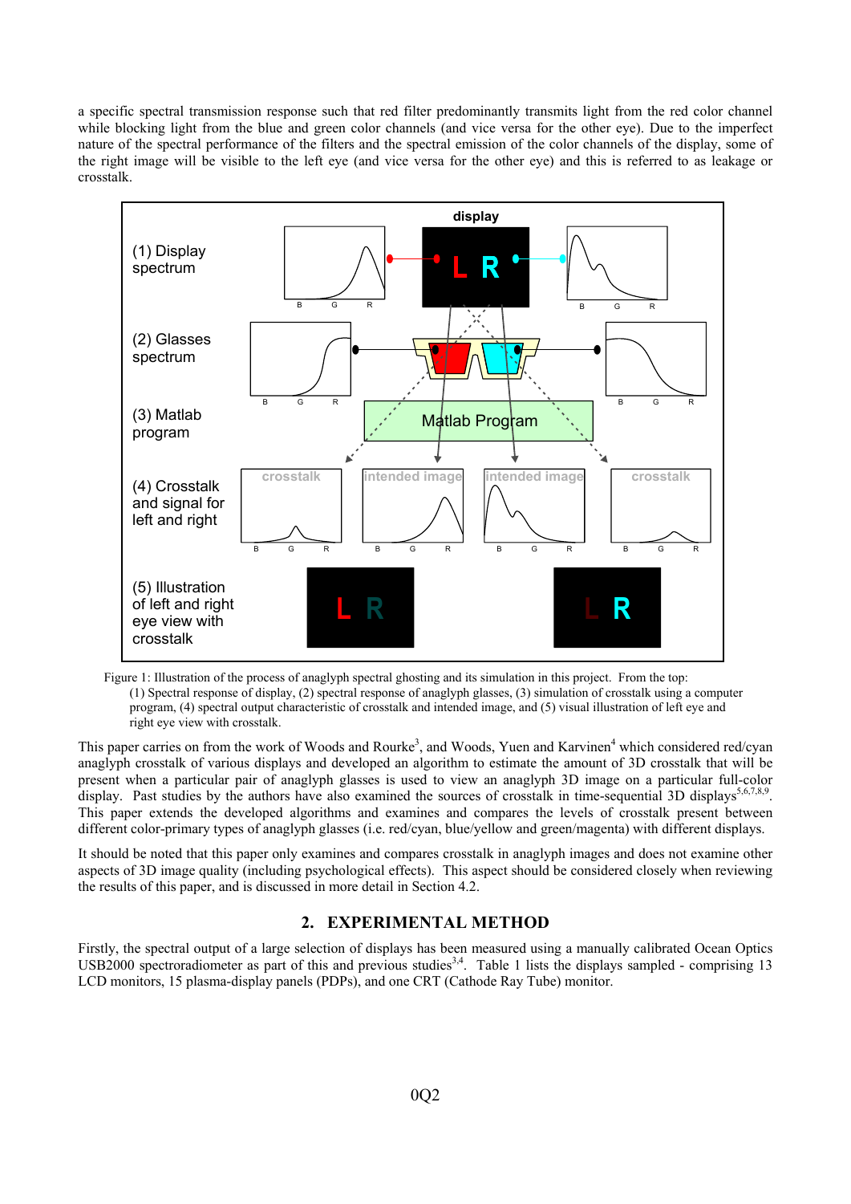a specific spectral transmission response such that red filter predominantly transmits light from the red color channel while blocking light from the blue and green color channels (and vice versa for the other eye). Due to the imperfect nature of the spectral performance of the filters and the spectral emission of the color channels of the display, some of the right image will be visible to the left eye (and vice versa for the other eye) and this is referred to as leakage or crosstalk.

Figure 1: Illustration of the process of anaglyph spectral ghosting and its simulation in this project. From the top: (1) Spectral response of display, (2) spectral response of anaglyph glasses, (3) simulation of crosstalk using a computer program, (4) spectral output characteristic of crosstalk and intended image, and (5) visual illustration of left eye and right eye view with crosstalk.

This paper carries on from the work of Woods and Rourke[3], and Woods, Yuen and Karvinen[4] which considered red/cyan anaglyph crosstalk of various displays and developed an algorithm to estimate the amount of 3D crosstalk that will be present when a particular pair of anaglyph glasses is used to view an anaglyph 3D image on a particular full-color display. Past studies by the authors have also examined the sources of crosstalk in time-sequential 3D displays[5,6,7,8,9]. This paper extends the developed algorithms and examines and compares the levels of crosstalk present between different color-primary types of anaglyph glasses (i.e. red/cyan, blue/yellow and green/magenta) with different displays.

It should be noted that this paper only examines and compares crosstalk in anaglyph images and does not examine other aspects of 3D image quality (including psychological effects). This aspect should be considered closely when reviewing the results of this paper, and is discussed in more detail in Section 4.2.

## 2. EXPERIMENTAL METHOD

Firstly, the spectral output of a large selection of displays has been measured using a manually calibrated Ocean Optics USB2000 spectroradiometer as part of this and previous studies[3,4]. Table 1 lists the displays sampled - comprising 13 LCD monitors, 15 plasma-display panels (PDPs), and one CRT (Cathode Ray Tube) monitor.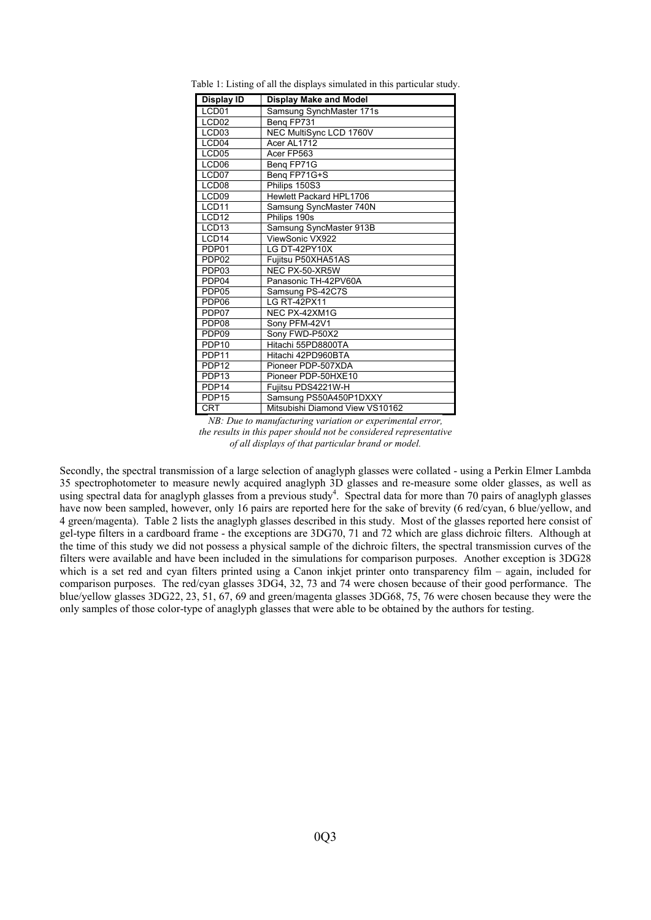Table 1: Listing of all the displays simulated in this particular study.

| Display ID | Display Make and Model |
|---|---|
| LCD01 | Samsung SynchMaster 171s |
| LCD02 | Benq FP731 |
| LCD03 | NEC MultiSync LCD 1760V |
| LCD04 | Acer AL1712 |
| LCD05 | Acer FP563 |
| LCD06 | Benq FP71G |
| LCD07 | Benq FP71G+S |
| LCD08 | Philips 150S3 |
| LCD09 | Hewlett Packard HPL1706 |
| LCD11 | Samsung SyncMaster 740N |
| LCD12 | Philips 190s |
| LCD13 | Samsung SyncMaster 913B |
| LCD14 | ViewSonic VX922 |
| PDP01 | LG DT-42PY10X |
| PDP02 | Fujitsu P50XHA51AS |
| PDP03 | NEC PX-50-XR5W |
| PDP04 | Panasonic TH-42PV60A |
| PDP05 | Samsung PS-42C7S |
| PDP06 | LG RT-42PX11 |
| PDP07 | NEC PX-42XM1G |
| PDP08 | Sony PFM-42V1 |
| PDP09 | Sony FWD-P50X2 |
| PDP10 | Hitachi 55PD8800TA |
| PDP11 | Hitachi 42PD960BTA |
| PDP12 | Pioneer PDP-507XDA |
| PDP13 | Pioneer PDP-50HXE10 |
| PDP14 | Fujitsu PDS4221W-H |
| PDP15 | Samsung PS50A450P1DXXY |
| CRT | Mitsubishi Diamond View VS10162 |

*NB: Due to manufacturing variation or experimental error, the results in this paper should not be considered representative of all displays of that particular brand or model.*

Secondly, the spectral transmission of a large selection of anaglyph glasses were collated - using a Perkin Elmer Lambda 35 spectrophotometer to measure newly acquired anaglyph 3D glasses and re-measure some older glasses, as well as using spectral data for anaglyph glasses from a previous study[4]. Spectral data for more than 70 pairs of anaglyph glasses have now been sampled, however, only 16 pairs are reported here for the sake of brevity (6 red/cyan, 6 blue/yellow, and 4 green/magenta). Table 2 lists the anaglyph glasses described in this study. Most of the glasses reported here consist of gel-type filters in a cardboard frame - the exceptions are 3DG70, 71 and 72 which are glass dichroic filters. Although at the time of this study we did not possess a physical sample of the dichroic filters, the spectral transmission curves of the filters were available and have been included in the simulations for comparison purposes. Another exception is 3DG28 which is a set red and cyan filters printed using a Canon inkjet printer onto transparency film – again, included for comparison purposes. The red/cyan glasses 3DG4, 32, 73 and 74 were chosen because of their good performance. The blue/yellow glasses 3DG22, 23, 51, 67, 69 and green/magenta glasses 3DG68, 75, 76 were chosen because they were the only samples of those color-type of anaglyph glasses that were able to be obtained by the authors for testing.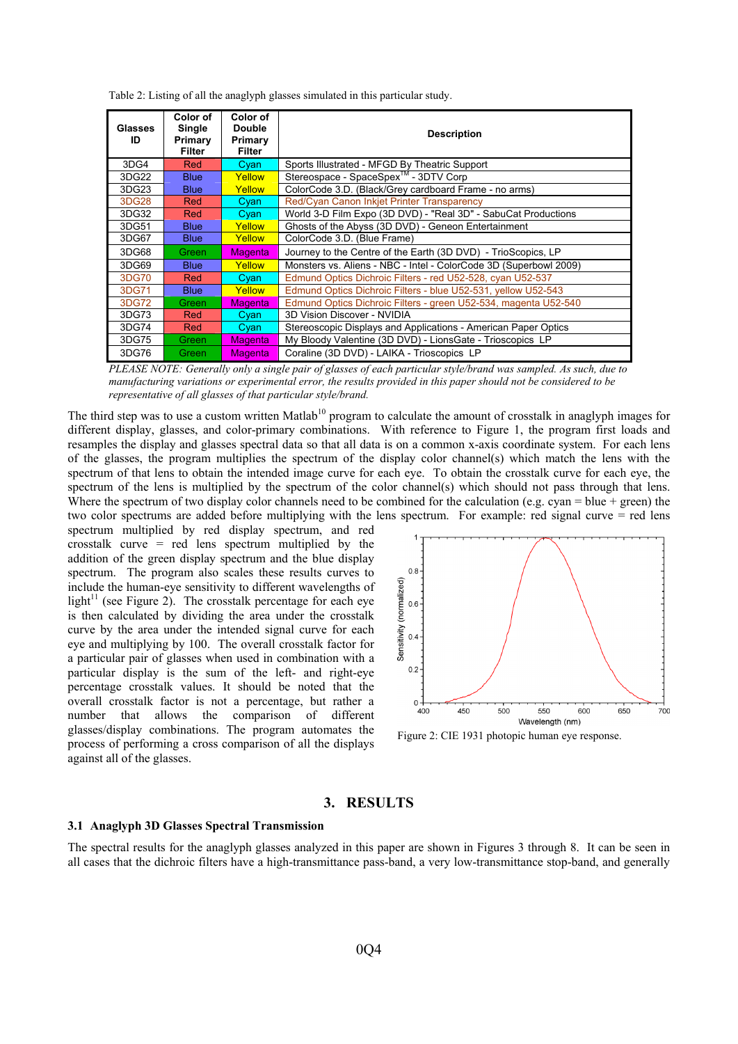Table 2: Listing of all the anaglyph glasses simulated in this particular study.

| Glasses ID | Color of Single Primary Filter | Color of Double Primary Filter | Description |
|---|---|---|---|
| 3DG4 | Red | Cyan | Sports Illustrated - MFGD By Theatric Support |
| 3DG22 | Blue | Yellow | Stereospace - SpaceSpex™ - 3DTV Corp |
| 3DG23 | Blue | Yellow | ColorCode 3.D. (Black/Grey cardboard Frame - no arms) |
| 3DG28 | Red | Cyan | Red/Cyan Canon Inkjet Printer Transparency |
| 3DG32 | Red | Cyan | World 3-D Film Expo (3D DVD) - "Real 3D" - SabuCat Productions |
| 3DG51 | Blue | Yellow | Ghosts of the Abyss (3D DVD) - Geneon Entertainment |
| 3DG67 | Blue | Yellow | ColorCode 3.D. (Blue Frame) |
| 3DG68 | Green | Magenta | Journey to the Centre of the Earth (3D DVD) - TrioScopics, LP |
| 3DG69 | Blue | Yellow | Monsters vs. Aliens - NBC - Intel - ColorCode 3D (Superbowl 2009) |
| 3DG70 | Red | Cyan | Edmund Optics Dichroic Filters - red U52-528, cyan U52-537 |
| 3DG71 | Blue | Yellow | Edmund Optics Dichroic Filters - blue U52-531, yellow U52-543 |
| 3DG72 | Green | Magenta | Edmund Optics Dichroic Filters - green U52-534, magenta U52-540 |
| 3DG73 | Red | Cyan | 3D Vision Discover - NVIDIA |
| 3DG74 | Red | Cyan | Stereoscopic Displays and Applications - American Paper Optics |
| 3DG75 | Green | Magenta | My Bloody Valentine (3D DVD) - LionsGate - Trioscopics LP |
| 3DG76 | Green | Magenta | Coraline (3D DVD) - LAIKA - Trioscopics LP |

*PLEASE NOTE: Generally only a single pair of glasses of each particular style/brand was sampled. As such, due to manufacturing variations or experimental error, the results provided in this paper should not be considered to be representative of all glasses of that particular style/brand.*

The third step was to use a custom written Matlab[10] program to calculate the amount of crosstalk in anaglyph images for different display, glasses, and color-primary combinations. With reference to Figure 1, the program first loads and resamples the display and glasses spectral data so that all data is on a common x-axis coordinate system. For each lens of the glasses, the program multiplies the spectrum of the display color channel(s) which match the lens with the spectrum of that lens to obtain the intended image curve for each eye. To obtain the crosstalk curve for each eye, the spectrum of the lens is multiplied by the spectrum of the color channel(s) which should not pass through that lens. Where the spectrum of two display color channels need to be combined for the calculation (e.g. cyan = blue + green) the two color spectrums are added before multiplying with the lens spectrum. For example: red signal curve = red lens spectrum multiplied by red display spectrum, and red crosstalk curve = red lens spectrum multiplied by the addition of the green display spectrum and the blue display spectrum. The program also scales these results curves to include the human-eye sensitivity to different wavelengths of light[11] (see Figure 2). The crosstalk percentage for each eye is then calculated by dividing the area under the crosstalk curve by the area under the intended signal curve for each eye and multiplying by 100. The overall crosstalk factor for a particular pair of glasses when used in combination with a particular display is the sum of the left- and right-eye percentage crosstalk values. It should be noted that the overall crosstalk factor is not a percentage, but rather a number that allows the comparison of different glasses/display combinations. The program automates the process of performing a cross comparison of all the displays against all of the glasses.

Figure 2: CIE 1931 photopic human eye response.

## 3. RESULTS

### 3.1 Anaglyph 3D Glasses Spectral Transmission

The spectral results for the anaglyph glasses analyzed in this paper are shown in Figures 3 through 8. It can be seen in all cases that the dichroic filters have a high-transmittance pass-band, a very low-transmittance stop-band, and generally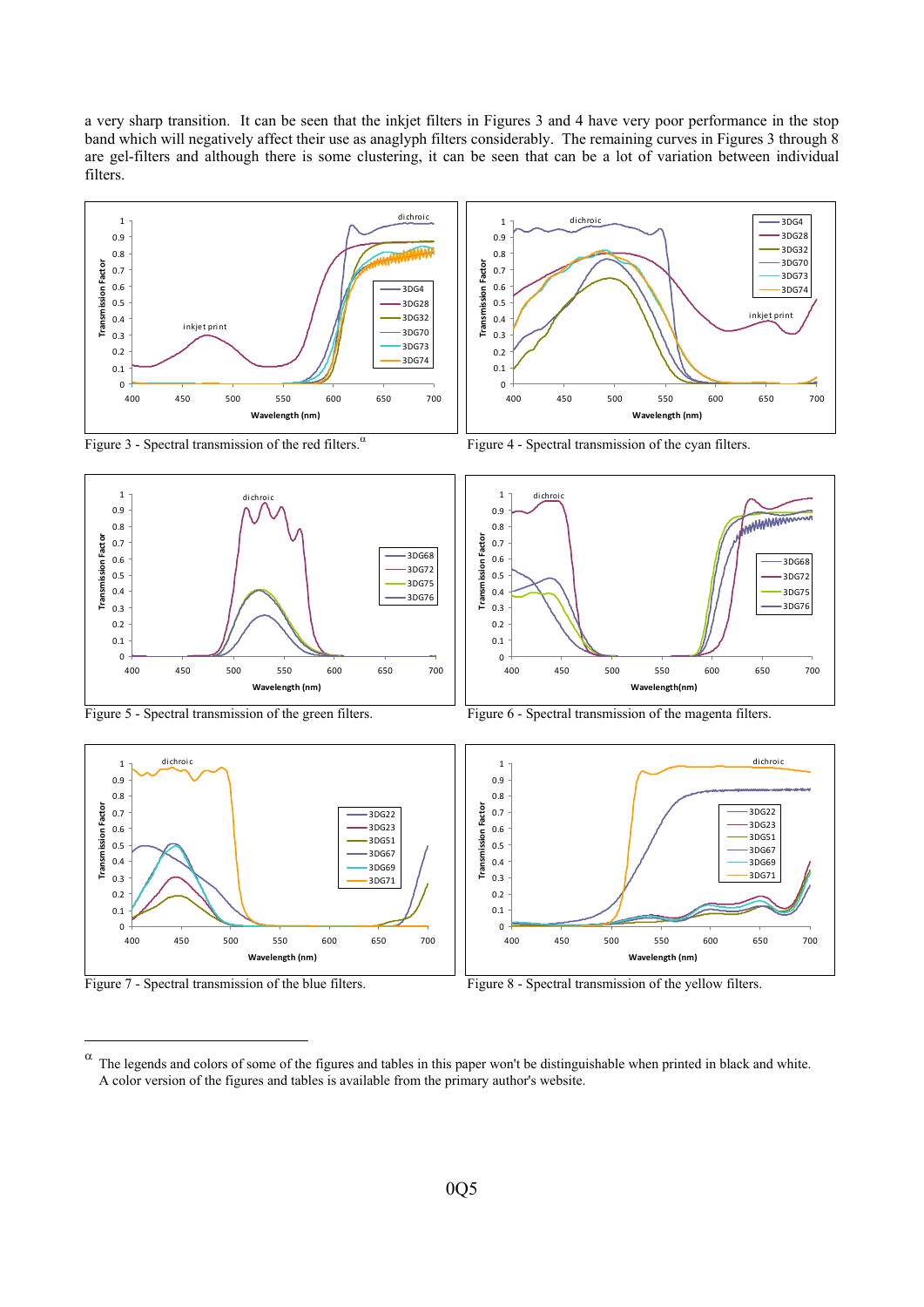a very sharp transition. It can be seen that the inkjet filters in Figures 3 and 4 have very poor performance in the stop band which will negatively affect their use as anaglyph filters considerably. The remaining curves in Figures 3 through 8 are gel-filters and although there is some clustering, it can be seen that can be a lot of variation between individual filters.

Figure 3 - Spectral transmission of the red filters.[α]

Figure 4 - Spectral transmission of the cyan filters.

Figure 5 - Spectral transmission of the green filters.

Figure 6 - Spectral transmission of the magenta filters.

Figure 7 - Spectral transmission of the blue filters.

Figure 8 - Spectral transmission of the yellow filters.

---

[α] The legends and colors of some of the figures and tables in this paper won't be distinguishable when printed in black and white. A color version of the figures and tables is available from the primary author's website.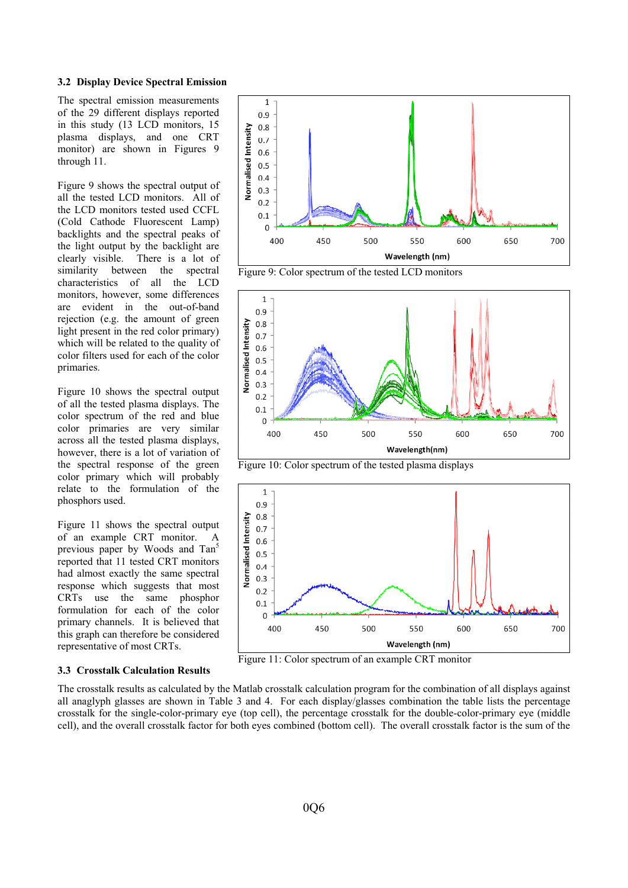### 3.2 Display Device Spectral Emission

The spectral emission measurements of the 29 different displays reported in this study (13 LCD monitors, 15 plasma displays, and one CRT monitor) are shown in Figures 9 through 11.

Figure 9 shows the spectral output of all the tested LCD monitors. All of the LCD monitors tested used CCFL (Cold Cathode Fluorescent Lamp) backlights and the spectral peaks of the light output by the backlight are clearly visible. There is a lot of similarity between the spectral characteristics of all the LCD monitors, however, some differences are evident in the out-of-band rejection (e.g. the amount of green light present in the red color primary) which will be related to the quality of color filters used for each of the color primaries.

Figure 9: Color spectrum of the tested LCD monitors

Figure 10 shows the spectral output of all the tested plasma displays. The color spectrum of the red and blue color primaries are very similar across all the tested plasma displays, however, there is a lot of variation of the spectral response of the green color primary which will probably relate to the formulation of the phosphors used.

Figure 10: Color spectrum of the tested plasma displays

Figure 11 shows the spectral output of an example CRT monitor. A previous paper by Woods and Tan[5] reported that 11 tested CRT monitors had almost exactly the same spectral response which suggests that most CRTs use the same phosphor formulation for each of the color primary channels. It is believed that this graph can therefore be considered representative of most CRTs.

Figure 11: Color spectrum of an example CRT monitor

### 3.3 Crosstalk Calculation Results

The crosstalk results as calculated by the Matlab crosstalk calculation program for the combination of all displays against all anaglyph glasses are shown in Table 3 and 4. For each display/glasses combination the table lists the percentage crosstalk for the single-color-primary eye (top cell), the percentage crosstalk for the double-color-primary eye (middle cell), and the overall crosstalk factor for both eyes combined (bottom cell). The overall crosstalk factor is the sum of the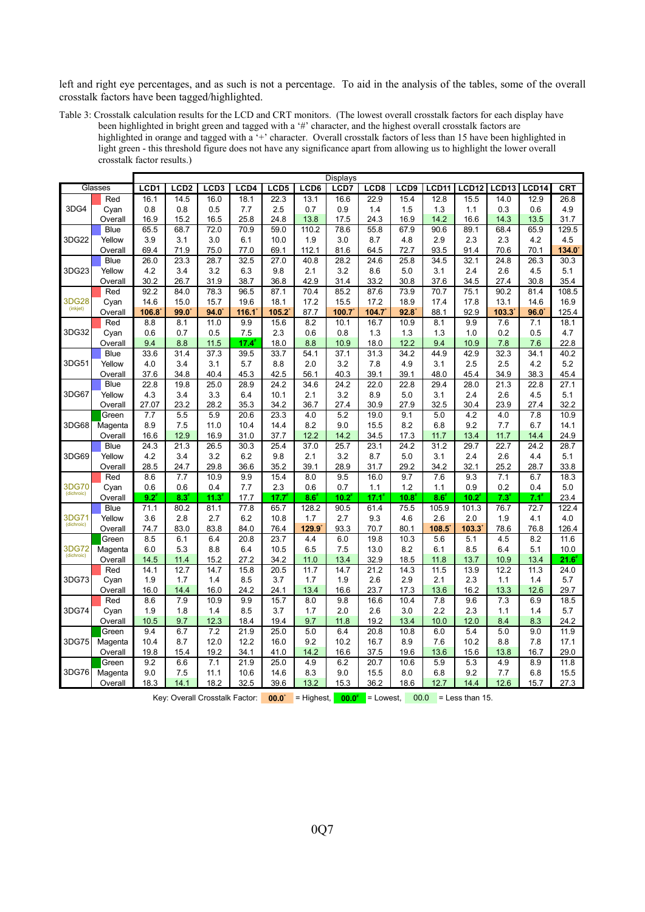left and right eye percentages, and as such is not a percentage. To aid in the analysis of the tables, some of the overall crosstalk factors have been tagged/highlighted.

Table 3: Crosstalk calculation results for the LCD and CRT monitors. (The lowest overall crosstalk factors for each display have been highlighted in bright green and tagged with a '#' character, and the highest overall crosstalk factors are highlighted in orange and tagged with a '+' character. Overall crosstalk factors of less than 15 have been highlighted in light green - this threshold figure does not have any significance apart from allowing us to highlight the lower overall crosstalk factor results.)

| Glasses | | Displays | | | | | | | | | | | | | |
|---|---|---|---|---|---|---|---|---|---|---|---|---|---|---|---|
| | | LCD1 | LCD2 | LCD3 | LCD4 | LCD5 | LCD6 | LCD7 | LCD8 | LCD9 | LCD11 | LCD12 | LCD13 | LCD14 | CRT |
| 3DG4 | Red | 16.1 | 14.5 | 16.0 | 18.1 | 22.3 | 13.1 | 16.6 | 22.9 | 15.4 | 12.8 | 15.5 | 14.0 | 12.9 | 26.8 |
| | Cyan | 0.8 | 0.8 | 0.5 | 7.7 | 2.5 | 0.7 | 0.9 | 1.4 | 1.5 | 1.3 | 1.1 | 0.3 | 0.6 | 4.9 |
| | Overall | 16.9 | 15.2 | 16.5 | 25.8 | 24.8 | 13.8 | 17.5 | 24.3 | 16.9 | 14.2 | 16.6 | 14.3 | 13.5 | 31.7 |
| 3DG22 | Blue | 65.5 | 68.7 | 72.0 | 70.9 | 59.0 | 110.2 | 78.6 | 55.8 | 67.9 | 90.6 | 89.1 | 68.4 | 65.9 | 129.5 |
| | Yellow | 3.9 | 3.1 | 3.0 | 6.1 | 10.0 | 1.9 | 3.0 | 8.7 | 4.8 | 2.9 | 2.3 | 2.3 | 4.2 | 4.5 |
| | Overall | 69.4 | 71.9 | 75.0 | 77.0 | 69.1 | 112.1 | 81.6 | 64.5 | 72.7 | 93.5 | 91.4 | 70.6 | 70.1 | 134.0+ |
| 3DG23 | Blue | 26.0 | 23.3 | 28.7 | 32.5 | 27.0 | 40.8 | 28.2 | 24.6 | 25.8 | 34.5 | 32.1 | 24.8 | 26.3 | 30.3 |
| | Yellow | 4.2 | 3.4 | 3.2 | 6.3 | 9.8 | 2.1 | 3.2 | 8.6 | 5.0 | 3.1 | 2.4 | 2.6 | 4.5 | 5.1 |
| | Overall | 30.2 | 26.7 | 31.9 | 38.7 | 36.8 | 42.9 | 31.4 | 33.2 | 30.8 | 37.6 | 34.5 | 27.4 | 30.8 | 35.4 |
| 3DG28 (inkjet) | Red | 92.2 | 84.0 | 78.3 | 96.5 | 87.1 | 70.4 | 85.2 | 87.6 | 73.9 | 70.7 | 75.1 | 90.2 | 81.4 | 108.5 |
| | Cyan | 14.6 | 15.0 | 15.7 | 19.6 | 18.1 | 17.2 | 15.5 | 17.2 | 18.9 | 17.4 | 17.8 | 13.1 | 14.6 | 16.9 |
| | Overall | 106.8+ | 99.0+ | 94.0+ | 116.1+ | 105.2+ | 87.7 | 100.7+ | 104.7+ | 92.8+ | 88.1 | 92.9 | 103.3+ | 96.0+ | 125.4 |
| 3DG32 | Red | 8.8 | 8.1 | 11.0 | 9.9 | 15.6 | 8.2 | 10.1 | 16.7 | 10.9 | 8.1 | 9.9 | 7.6 | 7.1 | 18.1 |
| | Cyan | 0.6 | 0.7 | 0.5 | 7.5 | 2.3 | 0.6 | 0.8 | 1.3 | 1.3 | 1.3 | 1.0 | 0.2 | 0.5 | 4.7 |
| | Overall | 9.4 | 8.8 | 11.5 | 17.4# | 18.0 | 8.8 | 10.9 | 18.0 | 12.2 | 9.4 | 10.9 | 7.8 | 7.6 | 22.8 |
| 3DG51 | Blue | 33.6 | 31.4 | 37.3 | 39.5 | 33.7 | 54.1 | 37.1 | 31.3 | 34.2 | 44.9 | 42.9 | 32.3 | 34.1 | 40.2 |
| | Yellow | 4.0 | 3.4 | 3.1 | 5.7 | 8.8 | 2.0 | 3.2 | 7.8 | 4.9 | 3.1 | 2.5 | 2.5 | 4.2 | 5.2 |
| | Overall | 37.6 | 34.8 | 40.4 | 45.3 | 42.5 | 56.1 | 40.3 | 39.1 | 39.1 | 48.0 | 45.4 | 34.9 | 38.3 | 45.4 |
| 3DG67 | Blue | 22.8 | 19.8 | 25.0 | 28.9 | 24.2 | 34.6 | 24.2 | 22.0 | 22.8 | 29.4 | 28.0 | 21.3 | 22.8 | 27.1 |
| | Yellow | 4.3 | 3.4 | 3.3 | 6.4 | 10.1 | 2.1 | 3.2 | 8.9 | 5.0 | 3.1 | 2.4 | 2.6 | 4.5 | 5.1 |
| | Overall | 27.07 | 23.2 | 28.2 | 35.3 | 34.2 | 36.7 | 27.4 | 30.9 | 27.9 | 32.5 | 30.4 | 23.9 | 27.4 | 32.2 |
| 3DG68 | Green | 7.7 | 5.5 | 5.9 | 20.6 | 23.3 | 4.0 | 5.2 | 19.0 | 9.1 | 5.0 | 4.2 | 4.0 | 7.8 | 10.9 |
| | Magenta | 8.9 | 7.5 | 11.0 | 10.4 | 14.4 | 8.2 | 9.0 | 15.5 | 8.2 | 6.8 | 9.2 | 7.7 | 6.7 | 14.1 |
| | Overall | 16.6 | 12.9 | 16.9 | 31.0 | 37.7 | 12.2 | 14.2 | 34.5 | 17.3 | 11.7 | 13.4 | 11.7 | 14.4 | 24.9 |
| 3DG69 | Blue | 24.3 | 21.3 | 26.5 | 30.3 | 25.4 | 37.0 | 25.7 | 23.1 | 24.2 | 31.2 | 29.7 | 22.7 | 24.2 | 28.7 |
| | Yellow | 4.2 | 3.4 | 3.2 | 6.2 | 9.8 | 2.1 | 3.2 | 8.7 | 5.0 | 3.1 | 2.4 | 2.6 | 4.4 | 5.1 |
| | Overall | 28.5 | 24.7 | 29.8 | 36.6 | 35.2 | 39.1 | 28.9 | 31.7 | 29.2 | 34.2 | 32.1 | 25.2 | 28.7 | 33.8 |
| 3DG70 (dichroic) | Red | 8.6 | 7.7 | 10.9 | 9.9 | 15.4 | 8.0 | 9.5 | 16.0 | 9.7 | 7.6 | 9.3 | 7.1 | 6.7 | 18.3 |
| | Cyan | 0.6 | 0.6 | 0.4 | 7.7 | 2.3 | 0.6 | 0.7 | 1.1 | 1.2 | 1.1 | 0.9 | 0.2 | 0.4 | 5.0 |
| | Overall | 9.2# | 8.3# | 11.3# | 17.7 | 17.7# | 8.6# | 10.2# | 17.1# | 10.8# | 8.6# | 10.2# | 7.3# | 7.1# | 23.4 |
| 3DG71 (dichroic) | Blue | 71.1 | 80.2 | 81.1 | 77.8 | 65.7 | 128.2 | 90.5 | 61.4 | 75.5 | 105.9 | 101.3 | 76.7 | 72.7 | 122.4 |
| | Yellow | 3.6 | 2.8 | 2.7 | 6.2 | 10.8 | 1.7 | 2.7 | 9.3 | 4.6 | 2.6 | 2.0 | 1.9 | 4.1 | 4.0 |
| | Overall | 74.7 | 83.0 | 83.8 | 84.0 | 76.4 | 129.9+ | 93.3 | 70.7 | 80.1 | 108.5+ | 103.3+ | 78.6 | 76.8 | 126.4 |
| 3DG72 (dichroic) | Green | 8.5 | 6.1 | 6.4 | 20.8 | 23.7 | 4.4 | 6.0 | 19.8 | 10.3 | 5.6 | 5.1 | 4.5 | 8.2 | 11.6 |
| | Magenta | 6.0 | 5.3 | 8.8 | 6.4 | 10.5 | 6.5 | 7.5 | 13.0 | 8.2 | 6.1 | 8.5 | 6.4 | 5.1 | 10.0 |
| | Overall | 14.5 | 11.4 | 15.2 | 27.2 | 34.2 | 11.0 | 13.4 | 32.9 | 18.5 | 11.8 | 13.7 | 10.9 | 13.4 | 21.6# |
| 3DG73 | Red | 14.1 | 12.7 | 14.7 | 15.8 | 20.5 | 11.7 | 14.7 | 21.2 | 14.3 | 11.5 | 13.9 | 12.2 | 11.3 | 24.0 |
| | Cyan | 1.9 | 1.7 | 1.4 | 8.5 | 3.7 | 1.7 | 1.9 | 2.6 | 2.9 | 2.1 | 2.3 | 1.1 | 1.4 | 5.7 |
| | Overall | 16.0 | 14.4 | 16.0 | 24.2 | 24.1 | 13.4 | 16.6 | 23.7 | 17.3 | 13.6 | 16.2 | 13.3 | 12.6 | 29.7 |
| 3DG74 | Red | 8.6 | 7.9 | 10.9 | 9.9 | 15.7 | 8.0 | 9.8 | 16.6 | 10.4 | 7.8 | 9.6 | 7.3 | 6.9 | 18.5 |
| | Cyan | 1.9 | 1.8 | 1.4 | 8.5 | 3.7 | 1.7 | 2.0 | 2.6 | 3.0 | 2.2 | 2.3 | 1.1 | 1.4 | 5.7 |
| | Overall | 10.5 | 9.7 | 12.3 | 18.4 | 19.4 | 9.7 | 11.8 | 19.2 | 13.4 | 10.0 | 12.0 | 8.4 | 8.3 | 24.2 |
| 3DG75 | Green | 9.4 | 6.7 | 7.2 | 21.9 | 25.0 | 5.0 | 6.4 | 20.8 | 10.8 | 6.0 | 5.4 | 5.0 | 9.0 | 11.9 |
| | Magenta | 10.4 | 8.7 | 12.0 | 12.2 | 16.0 | 9.2 | 10.2 | 16.7 | 8.9 | 7.6 | 10.2 | 8.8 | 7.8 | 17.1 |
| | Overall | 19.8 | 15.4 | 19.2 | 34.1 | 41.0 | 14.2 | 16.6 | 37.5 | 19.6 | 13.6 | 15.6 | 13.8 | 16.7 | 29.0 |
| 3DG76 | Green | 9.2 | 6.6 | 7.1 | 21.9 | 25.0 | 4.9 | 6.2 | 20.7 | 10.6 | 5.9 | 5.3 | 4.9 | 8.9 | 11.8 |
| | Magenta | 9.0 | 7.5 | 11.1 | 10.6 | 14.6 | 8.3 | 9.0 | 15.5 | 8.0 | 6.8 | 9.2 | 7.7 | 6.8 | 15.5 |
| | Overall | 18.3 | 14.1 | 18.2 | 32.5 | 39.6 | 13.2 | 15.3 | 36.2 | 18.6 | 12.7 | 14.4 | 12.6 | 15.7 | 27.3 |

Key: Overall Crosstalk Factor: 00.0+ = Highest, 00.0# = Lowest, 00.0 = Less than 15.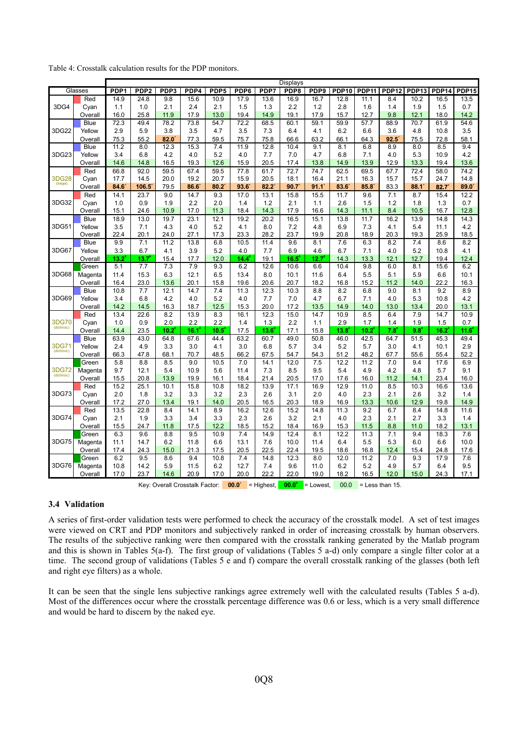Table 4: Crosstalk calculation results for the PDP monitors.

| Glasses | | PDP1 | PDP2 | PDP3 | PDP4 | PDP5 | PDP6 | PDP7 | PDP8 | PDP9 | PDP10 | PDP11 | PDP12 | PDP13 | PDP14 | PDP15 |
|---|---|---|---|---|---|---|---|---|---|---|---|---|---|---|---|---|
| 3DG4 | Red | 14.9 | 24.8 | 9.8 | 15.6 | 10.9 | 17.9 | 13.6 | 16.9 | 16.7 | 12.8 | 11.1 | 8.4 | 10.2 | 16.5 | 13.5 |
| | Cyan | 1.1 | 1.0 | 2.1 | 2.4 | 2.1 | 1.5 | 1.3 | 2.2 | 1.2 | 2.8 | 1.6 | 1.4 | 1.9 | 1.5 | 0.7 |
| | Overall | 16.0 | 25.8 | 11.9 | 17.9 | 13.0 | 19.4 | 14.9 | 19.1 | 17.9 | 15.7 | 12.7 | 9.8 | 12.1 | 18.0 | 14.2 |
| 3DG22 | Blue | 72.3 | 49.4 | 78.2 | 73.8 | 54.7 | 72.2 | 68.5 | 60.1 | 59.1 | 59.9 | 57.7 | 88.9 | 70.7 | 61.9 | 54.6 |
| | Yellow | 2.9 | 5.9 | 3.8 | 3.5 | 4.7 | 3.5 | 7.3 | 6.4 | 4.1 | 6.2 | 6.6 | 3.6 | 4.8 | 10.8 | 3.5 |
| | Overall | 75.3 | 55.2 | 82.0⁺ | 77.3 | 59.5 | 75.7 | 75.8 | 66.6 | 63.2 | 66.1 | 64.3 | 92.5⁺ | 75.5 | 72.8 | 58.1 |
| 3DG23 | Blue | 11.2 | 8.0 | 12.3 | 15.3 | 7.4 | 11.9 | 12.8 | 10.4 | 9.1 | 8.1 | 6.8 | 8.9 | 8.0 | 8.5 | 9.4 |
| | Yellow | 3.4 | 6.8 | 4.2 | 4.0 | 5.2 | 4.0 | 7.7 | 7.0 | 4.7 | 6.8 | 7.1 | 4.0 | 5.3 | 10.9 | 4.2 |
| | Overall | 14.6 | 14.8 | 16.5 | 19.3 | 12.6 | 15.9 | 20.5 | 17.4 | 13.8 | 14.9 | 13.9 | 12.9 | 13.3 | 19.4 | 13.6 |
| 3DG28 (inkjet) | Red | 66.8 | 92.0 | 59.5 | 67.4 | 59.5 | 77.8 | 61.7 | 72.7 | 74.7 | 62.5 | 69.5 | 67.7 | 72.4 | 58.0 | 74.2 |
| | Cyan | 17.7 | 14.5 | 20.0 | 19.2 | 20.7 | 15.9 | 20.5 | 18.1 | 16.4 | 21.1 | 16.3 | 15.7 | 15.7 | 24.7 | 14.8 |
| | Overall | 84.6⁺ | 106.5⁺ | 79.5 | 86.6⁺ | 80.2⁺ | 93.6⁺ | 82.2⁺ | 90.7⁺ | 91.1⁺ | 83.6⁺ | 85.8⁺ | 83.3 | 88.1⁺ | 82.7⁺ | 89.0⁺ |
| 3DG32 | Red | 14.1 | 23.7 | 9.0 | 14.7 | 9.3 | 17.0 | 13.1 | 15.8 | 15.5 | 11.7 | 9.6 | 7.1 | 8.7 | 15.4 | 12.2 |
| | Cyan | 1.0 | 0.9 | 1.9 | 2.2 | 2.0 | 1.4 | 1.2 | 2.1 | 1.1 | 2.6 | 1.5 | 1.2 | 1.8 | 1.3 | 0.7 |
| | Overall | 15.1 | 24.6 | 10.9 | 17.0 | 11.3 | 18.4 | 14.3 | 17.9 | 16.6 | 14.3 | 11.1 | 8.4 | 10.5 | 16.7 | 12.8 |
| 3DG51 | Blue | 18.9 | 13.0 | 19.7 | 23.1 | 12.1 | 19.2 | 20.2 | 16.5 | 15.1 | 13.8 | 11.7 | 16.2 | 13.9 | 14.8 | 14.3 |
| | Yellow | 3.5 | 7.1 | 4.3 | 4.0 | 5.2 | 4.1 | 8.0 | 7.2 | 4.8 | 6.9 | 7.3 | 4.1 | 5.4 | 11.1 | 4.2 |
| | Overall | 22.4 | 20.1 | 24.0 | 27.1 | 17.3 | 23.3 | 28.2 | 23.7 | 19.9 | 20.8 | 18.9 | 20.3 | 19.3 | 25.9 | 18.5 |
| 3DG67 | Blue | 9.9 | 7.1 | 11.2 | 13.8 | 6.8 | 10.5 | 11.4 | 9.6 | 8.1 | 7.6 | 6.3 | 8.2 | 7.4 | 8.6 | 8.2 |
| | Yellow | 3.3 | 6.7 | 4.1 | 3.9 | 5.2 | 4.0 | 7.7 | 6.9 | 4.6 | 6.7 | 7.1 | 4.0 | 5.2 | 10.8 | 4.1 |
| | Overall | 13.2# | 13.7# | 15.4 | 17.7 | 12.0 | 14.4# | 19.1 | 16.5# | 12.7# | 14.3 | 13.3 | 12.1 | 12.7 | 19.4 | 12.4 |
| 3DG68 | Green | 5.1 | 7.7 | 7.3 | 7.9 | 9.3 | 6.2 | 12.6 | 10.6 | 6.6 | 10.4 | 9.8 | 6.0 | 8.1 | 15.6 | 6.2 |
| | Magenta | 11.4 | 15.3 | 6.3 | 12.1 | 6.5 | 13.4 | 8.0 | 10.1 | 11.6 | 6.4 | 5.5 | 5.1 | 5.9 | 6.6 | 10.1 |
| | Overall | 16.4 | 23.0 | 13.6 | 20.1 | 15.8 | 19.6 | 20.6 | 20.7 | 18.2 | 16.8 | 15.2 | 11.2 | 14.0 | 22.2 | 16.3 |
| 3DG69 | Blue | 10.8 | 7.7 | 12.1 | 14.7 | 7.4 | 11.3 | 12.3 | 10.3 | 8.8 | 8.2 | 6.8 | 9.0 | 8.1 | 9.2 | 8.9 |
| | Yellow | 3.4 | 6.8 | 4.2 | 4.0 | 5.2 | 4.0 | 7.7 | 7.0 | 4.7 | 6.7 | 7.1 | 4.0 | 5.3 | 10.8 | 4.2 |
| | Overall | 14.2 | 14.5 | 16.3 | 18.7 | 12.5 | 15.3 | 20.0 | 17.2 | 13.5 | 14.9 | 14.0 | 13.0 | 13.4 | 20.0 | 13.1 |
| 3DG70 (dichroic) | Red | 13.4 | 22.6 | 8.2 | 13.9 | 8.3 | 16.1 | 12.3 | 15.0 | 14.7 | 10.9 | 8.5 | 6.4 | 7.9 | 14.7 | 10.9 |
| | Cyan | 1.0 | 0.9 | 2.0 | 2.2 | 2.2 | 1.4 | 1.3 | 2.2 | 1.1 | 2.9 | 1.7 | 1.4 | 1.9 | 1.5 | 0.7 |
| | Overall | 14.4 | 23.5 | 10.2# | 16.1# | 10.5# | 17.5 | 13.6# | 17.1 | 15.8 | 13.8# | 10.2# | 7.8# | 9.8# | 16.2# | 11.6# |
| 3DG71 (dichroic) | Blue | 63.9 | 43.0 | 64.8 | 67.6 | 44.4 | 63.2 | 60.7 | 49.0 | 50.8 | 46.0 | 42.5 | 64.7 | 51.5 | 45.3 | 49.4 |
| | Yellow | 2.4 | 4.9 | 3.3 | 3.0 | 4.1 | 3.0 | 6.8 | 5.7 | 3.4 | 5.2 | 5.7 | 3.0 | 4.1 | 10.1 | 2.9 |
| | Overall | 66.3 | 47.8 | 68.1 | 70.7 | 48.5 | 66.2 | 67.5 | 54.7 | 54.3 | 51.2 | 48.2 | 67.7 | 55.6 | 55.4 | 52.2 |
| 3DG72 (dichroic) | Green | 5.8 | 8.8 | 8.5 | 9.0 | 10.5 | 7.0 | 14.1 | 12.0 | 7.5 | 12.2 | 11.2 | 7.0 | 9.4 | 17.6 | 6.9 |
| | Magenta | 9.7 | 12.1 | 5.4 | 10.9 | 5.6 | 11.4 | 7.3 | 8.5 | 9.5 | 5.4 | 4.9 | 4.2 | 4.8 | 5.7 | 9.1 |
| | Overall | 15.5 | 20.8 | 13.9 | 19.9 | 16.1 | 18.4 | 21.4 | 20.5 | 17.0 | 17.6 | 16.0 | 11.2 | 14.1 | 23.4 | 16.0 |
| 3DG73 | Red | 15.2 | 25.1 | 10.1 | 15.8 | 10.8 | 18.2 | 13.9 | 17.1 | 16.9 | 12.9 | 11.0 | 8.5 | 10.3 | 16.6 | 13.6 |
| | Cyan | 2.0 | 1.8 | 3.2 | 3.3 | 3.2 | 2.3 | 2.6 | 3.1 | 2.0 | 4.0 | 2.3 | 2.1 | 2.6 | 3.2 | 1.4 |
| | Overall | 17.2 | 27.0 | 13.4 | 19.1 | 14.0 | 20.5 | 16.5 | 20.3 | 18.9 | 16.9 | 13.3 | 10.6 | 12.9 | 19.8 | 14.9 |
| 3DG74 | Red | 13.5 | 22.8 | 8.4 | 14.1 | 8.9 | 16.2 | 12.6 | 15.2 | 14.8 | 11.3 | 9.2 | 6.7 | 8.4 | 14.8 | 11.6 |
| | Cyan | 2.1 | 1.9 | 3.3 | 3.4 | 3.3 | 2.3 | 2.6 | 3.2 | 2.1 | 4.0 | 2.3 | 2.1 | 2.7 | 3.3 | 1.4 |
| | Overall | 15.5 | 24.7 | 11.8 | 17.5 | 12.2 | 18.5 | 15.2 | 18.4 | 16.9 | 15.3 | 11.5 | 8.8 | 11.0 | 18.2 | 13.1 |
| 3DG75 | Green | 6.3 | 9.6 | 8.8 | 9.5 | 10.9 | 7.4 | 14.9 | 12.4 | 8.1 | 12.2 | 11.3 | 7.1 | 9.4 | 18.3 | 7.6 |
| | Magenta | 11.1 | 14.7 | 6.2 | 11.8 | 6.6 | 13.1 | 7.6 | 10.0 | 11.4 | 6.4 | 5.5 | 5.3 | 6.0 | 6.6 | 10.0 |
| | Overall | 17.4 | 24.3 | 15.0 | 21.3 | 17.5 | 20.5 | 22.5 | 22.4 | 19.5 | 18.6 | 16.8 | 12.4 | 15.4 | 24.8 | 17.6 |
| 3DG76 | Green | 6.2 | 9.5 | 8.6 | 9.4 | 10.8 | 7.4 | 14.8 | 12.3 | 8.0 | 12.0 | 11.2 | 7.0 | 9.3 | 17.9 | 7.6 |
| | Magenta | 10.8 | 14.2 | 5.9 | 11.5 | 6.2 | 12.7 | 7.4 | 9.6 | 11.0 | 6.2 | 5.2 | 4.9 | 5.7 | 6.4 | 9.5 |
| | Overall | 17.0 | 23.7 | 14.6 | 20.9 | 17.0 | 20.0 | 22.2 | 22.0 | 19.0 | 18.2 | 16.5 | 12.0 | 15.0 | 24.3 | 17.1 |

Key: Overall Crosstalk Factor: 00.0⁺ = Highest, 00.0# = Lowest, 00.0 = Less than 15.

### 3.4 Validation

A series of first-order validation tests were performed to check the accuracy of the crosstalk model. A set of test images were viewed on CRT and PDP monitors and subjectively ranked in order of increasing crosstalk by human observers. The results of the subjective ranking were then compared with the crosstalk ranking generated by the Matlab program and this is shown in Tables 5(a-f). The first group of validations (Tables 5 a-d) only compare a single filter color at a time. The second group of validations (Tables 5 e and f) compare the overall crosstalk ranking of the glasses (both left and right eye filters) as a whole.

It can be seen that the single lens subjective rankings agree extremely well with the calculated results (Tables 5 a-d). Most of the differences occur where the crosstalk percentage difference was 0.6 or less, which is a very small difference and would be hard to discern by the naked eye.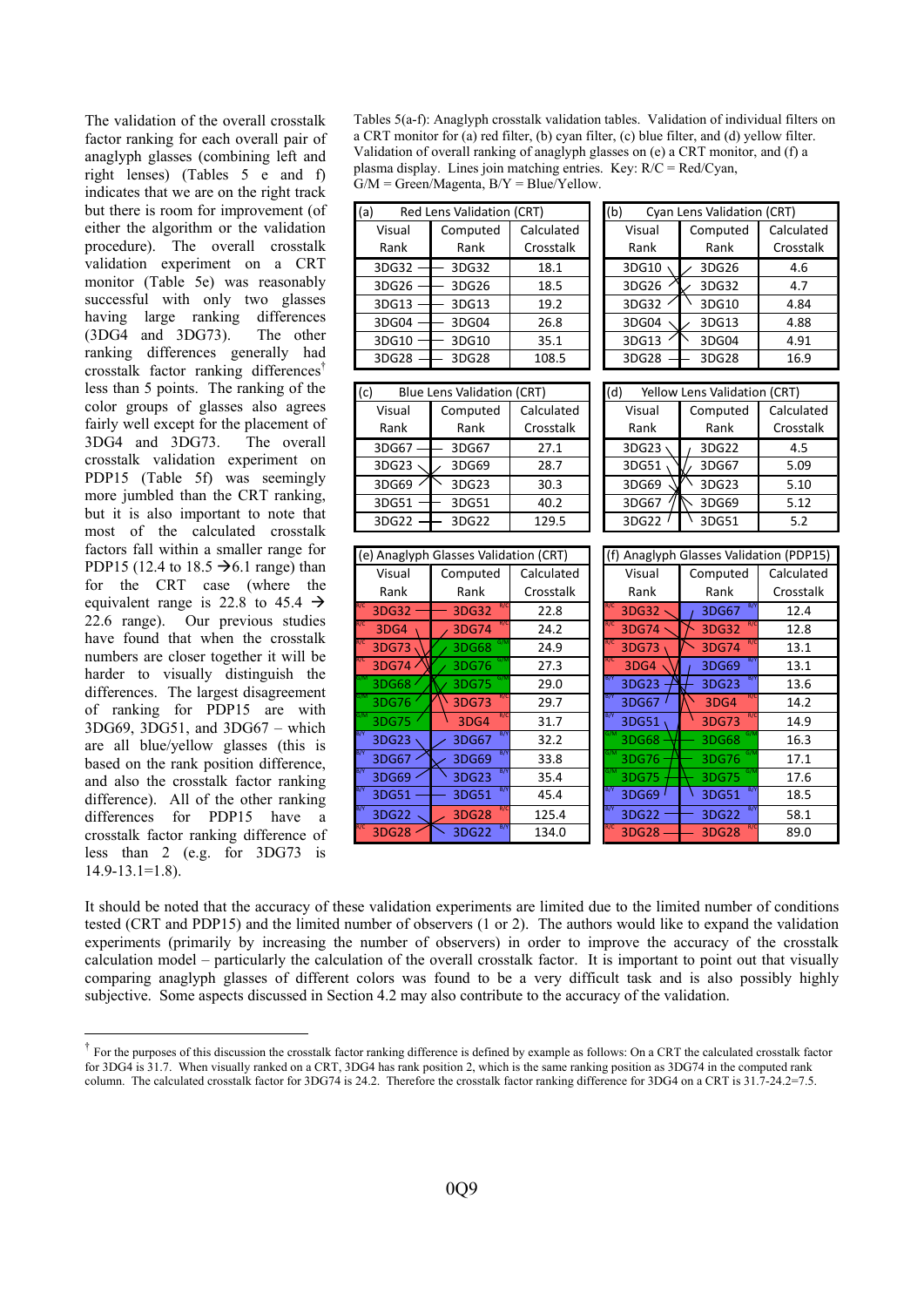The validation of the overall crosstalk factor ranking for each overall pair of anaglyph glasses (combining left and right lenses) (Tables 5 e and f) indicates that we are on the right track but there is room for improvement (of either the algorithm or the validation procedure). The overall crosstalk validation experiment on a CRT monitor (Table 5e) was reasonably successful with only two glasses having large ranking differences (3DG4 and 3DG73). The other ranking differences generally had crosstalk factor ranking differences[†] less than 5 points. The ranking of the color groups of glasses also agrees fairly well except for the placement of 3DG4 and 3DG73. The overall crosstalk validation experiment on PDP15 (Table 5f) was seemingly more jumbled than the CRT ranking, but it is also important to note that most of the calculated crosstalk factors fall within a smaller range for PDP15 (12.4 to 18.5 → 6.1 range) than for the CRT case (where the equivalent range is 22.8 to 45.4 → 22.6 range). Our previous studies have found that when the crosstalk numbers are closer together it will be harder to visually distinguish the differences. The largest disagreement of ranking for PDP15 are with 3DG69, 3DG51, and 3DG67 – which are all blue/yellow glasses (this is based on the rank position difference, and also the crosstalk factor ranking difference). All of the other ranking differences for PDP15 have a crosstalk factor ranking difference of less than 2 (e.g. for 3DG73 is 14.9-13.1=1.8).

Tables 5(a-f): Anaglyph crosstalk validation tables. Validation of individual filters on a CRT monitor for (a) red filter, (b) cyan filter, (c) blue filter, and (d) yellow filter. Validation of overall ranking of anaglyph glasses on (e) a CRT monitor, and (f) a plasma display. Lines join matching entries. Key: R/C = Red/Cyan, G/M = Green/Magenta, B/Y = Blue/Yellow.

(a) Red Lens Validation (CRT)

| Visual Rank | Computed Rank | Calculated Crosstalk |
|---|---|---|
| 3DG32 | 3DG32 | 18.1 |
| 3DG26 | 3DG26 | 18.5 |
| 3DG13 | 3DG13 | 19.2 |
| 3DG04 | 3DG04 | 26.8 |
| 3DG10 | 3DG10 | 35.1 |
| 3DG28 | 3DG28 | 108.5 |

(b) Cyan Lens Validation (CRT)

| Visual Rank | Computed Rank | Calculated Crosstalk |
|---|---|---|
| 3DG10 | 3DG26 | 4.6 |
| 3DG26 | 3DG32 | 4.7 |
| 3DG32 | 3DG10 | 4.84 |
| 3DG04 | 3DG13 | 4.88 |
| 3DG13 | 3DG04 | 4.91 |
| 3DG28 | 3DG28 | 16.9 |

(c) Blue Lens Validation (CRT)

| Visual Rank | Computed Rank | Calculated Crosstalk |
|---|---|---|
| 3DG67 | 3DG67 | 27.1 |
| 3DG23 | 3DG69 | 28.7 |
| 3DG69 | 3DG23 | 30.3 |
| 3DG51 | 3DG51 | 40.2 |
| 3DG22 | 3DG22 | 129.5 |

(d) Yellow Lens Validation (CRT)

| Visual Rank | Computed Rank | Calculated Crosstalk |
|---|---|---|
| 3DG23 | 3DG22 | 4.5 |
| 3DG51 | 3DG67 | 5.09 |
| 3DG69 | 3DG23 | 5.10 |
| 3DG67 | 3DG69 | 5.12 |
| 3DG22 | 3DG51 | 5.2 |

(e) Anaglyph Glasses Validation (CRT)

| Visual Rank | Computed Rank | Calculated Crosstalk |
|---|---|---|
| R/C 3DG32 | R/C 3DG32 | 22.8 |
| R/C 3DG4 | R/C 3DG74 | 24.2 |
| R/C 3DG73 | G/M 3DG68 | 24.9 |
| R/C 3DG74 | G/M 3DG76 | 27.3 |
| G/M 3DG68 | G/M 3DG75 | 29.0 |
| G/M 3DG76 | R/C 3DG73 | 29.7 |
| G/M 3DG75 | R/C 3DG4 | 31.7 |
| B/Y 3DG23 | B/Y 3DG67 | 32.2 |
| B/Y 3DG67 | B/Y 3DG69 | 33.8 |
| B/Y 3DG69 | B/Y 3DG23 | 35.4 |
| B/Y 3DG51 | B/Y 3DG51 | 45.4 |
| B/Y 3DG22 | R/C 3DG28 | 125.4 |
| R/C 3DG28 | B/Y 3DG22 | 134.0 |

(f) Anaglyph Glasses Validation (PDP15)

| Visual Rank | Computed Rank | Calculated Crosstalk |
|---|---|---|
| R/C 3DG32 | B/Y 3DG67 | 12.4 |
| R/C 3DG74 | R/C 3DG32 | 12.8 |
| R/C 3DG73 | R/C 3DG74 | 13.1 |
| R/C 3DG4 | B/Y 3DG69 | 13.1 |
| B/Y 3DG23 | B/Y 3DG23 | 13.6 |
| B/Y 3DG67 | R/C 3DG4 | 14.2 |
| B/Y 3DG51 | R/C 3DG73 | 14.9 |
| G/M 3DG68 | G/M 3DG68 | 16.3 |
| G/M 3DG76 | G/M 3DG76 | 17.1 |
| G/M 3DG75 | G/M 3DG75 | 17.6 |
| B/Y 3DG69 | B/Y 3DG51 | 18.5 |
| B/Y 3DG22 | B/Y 3DG22 | 58.1 |
| R/C 3DG28 | R/C 3DG28 | 89.0 |

It should be noted that the accuracy of these validation experiments are limited due to the limited number of conditions tested (CRT and PDP15) and the limited number of observers (1 or 2). The authors would like to expand the validation experiments (primarily by increasing the number of observers) in order to improve the accuracy of the crosstalk calculation model – particularly the calculation of the overall crosstalk factor. It is important to point out that visually comparing anaglyph glasses of different colors was found to be a very difficult task and is also possibly highly subjective. Some aspects discussed in Section 4.2 may also contribute to the accuracy of the validation.

---

[†] For the purposes of this discussion the crosstalk factor ranking difference is defined by example as follows: On a CRT the calculated crosstalk factor for 3DG4 is 31.7. When visually ranked on a CRT, 3DG4 has rank position 2, which is the same ranking position as 3DG74 in the computed rank column. The calculated crosstalk factor for 3DG74 is 24.2. Therefore the crosstalk factor ranking difference for 3DG4 on a CRT is 31.7-24.2=7.5.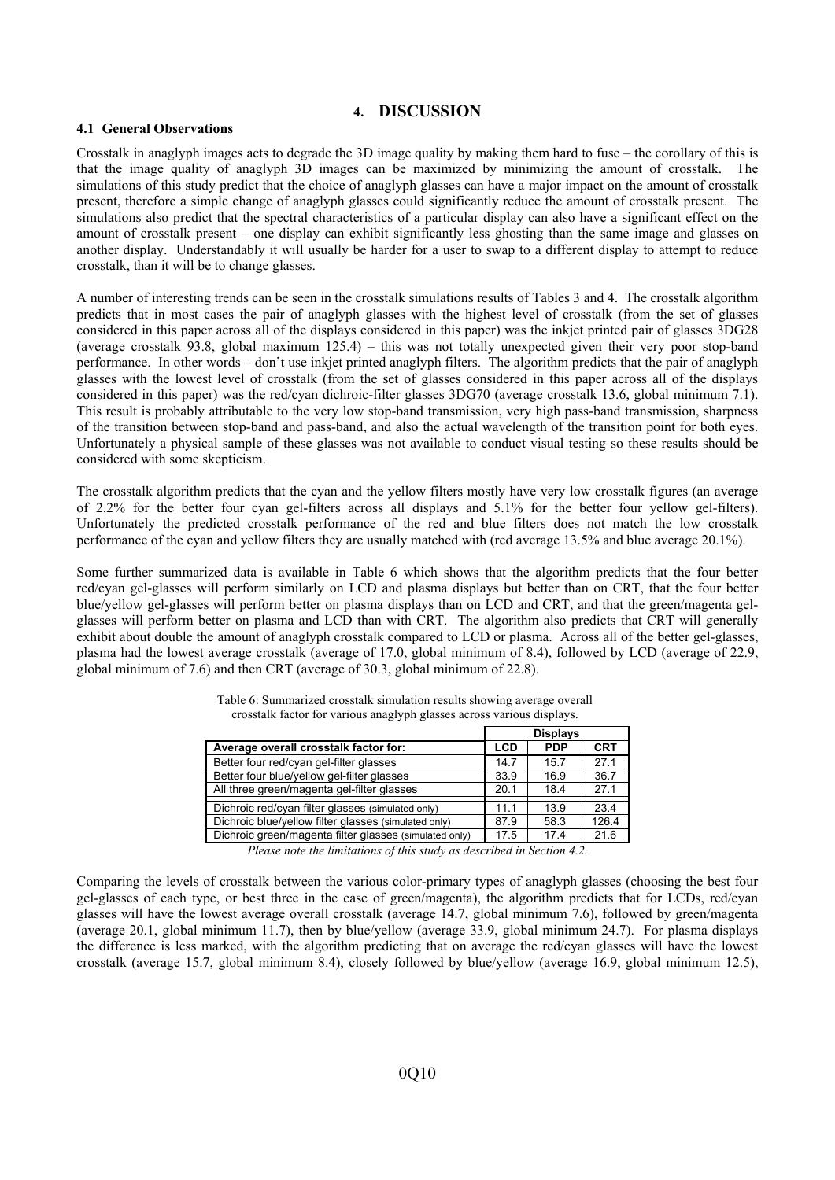# 4. DISCUSSION

### 4.1 General Observations

Crosstalk in anaglyph images acts to degrade the 3D image quality by making them hard to fuse – the corollary of this is that the image quality of anaglyph 3D images can be maximized by minimizing the amount of crosstalk. The simulations of this study predict that the choice of anaglyph glasses can have a major impact on the amount of crosstalk present, therefore a simple change of anaglyph glasses could significantly reduce the amount of crosstalk present. The simulations also predict that the spectral characteristics of a particular display can also have a significant effect on the amount of crosstalk present – one display can exhibit significantly less ghosting than the same image and glasses on another display. Understandably it will usually be harder for a user to swap to a different display to attempt to reduce crosstalk, than it will be to change glasses.

A number of interesting trends can be seen in the crosstalk simulations results of Tables 3 and 4. The crosstalk algorithm predicts that in most cases the pair of anaglyph glasses with the highest level of crosstalk (from the set of glasses considered in this paper across all of the displays considered in this paper) was the inkjet printed pair of glasses 3DG28 (average crosstalk 93.8, global maximum 125.4) – this was not totally unexpected given their very poor stop-band performance. In other words – don't use inkjet printed anaglyph filters. The algorithm predicts that the pair of anaglyph glasses with the lowest level of crosstalk (from the set of glasses considered in this paper across all of the displays considered in this paper) was the red/cyan dichroic-filter glasses 3DG70 (average crosstalk 13.6, global minimum 7.1). This result is probably attributable to the very low stop-band transmission, very high pass-band transmission, sharpness of the transition between stop-band and pass-band, and also the actual wavelength of the transition point for both eyes. Unfortunately a physical sample of these glasses was not available to conduct visual testing so these results should be considered with some skepticism.

The crosstalk algorithm predicts that the cyan and the yellow filters mostly have very low crosstalk figures (an average of 2.2% for the better four cyan gel-filters across all displays and 5.1% for the better four yellow gel-filters). Unfortunately the predicted crosstalk performance of the red and blue filters does not match the low crosstalk performance of the cyan and yellow filters they are usually matched with (red average 13.5% and blue average 20.1%).

Some further summarized data is available in Table 6 which shows that the algorithm predicts that the four better red/cyan gel-glasses will perform similarly on LCD and plasma displays but better than on CRT, that the four better blue/yellow gel-glasses will perform better on plasma displays than on LCD and CRT, and that the green/magenta gel-glasses will perform better on plasma and LCD than with CRT. The algorithm also predicts that CRT will generally exhibit about double the amount of anaglyph crosstalk compared to LCD or plasma. Across all of the better gel-glasses, plasma had the lowest average crosstalk (average of 17.0, global minimum of 8.4), followed by LCD (average of 22.9, global minimum of 7.6) and then CRT (average of 30.3, global minimum of 22.8).

Table 6: Summarized crosstalk simulation results showing average overall crosstalk factor for various anaglyph glasses across various displays.

| | Displays | | |
|---|---|---|---|
| **Average overall crosstalk factor for:** | **LCD** | **PDP** | **CRT** |
| Better four red/cyan gel-filter glasses | 14.7 | 15.7 | 27.1 |
| Better four blue/yellow gel-filter glasses | 33.9 | 16.9 | 36.7 |
| All three green/magenta gel-filter glasses | 20.1 | 18.4 | 27.1 |
| Dichroic red/cyan filter glasses (simulated only) | 11.1 | 13.9 | 23.4 |
| Dichroic blue/yellow filter glasses (simulated only) | 87.9 | 58.3 | 126.4 |
| Dichroic green/magenta filter glasses (simulated only) | 17.5 | 17.4 | 21.6 |

*Please note the limitations of this study as described in Section 4.2.*

Comparing the levels of crosstalk between the various color-primary types of anaglyph glasses (choosing the best four gel-glasses of each type, or best three in the case of green/magenta), the algorithm predicts that for LCDs, red/cyan glasses will have the lowest average overall crosstalk (average 14.7, global minimum 7.6), followed by green/magenta (average 20.1, global minimum 11.7), then by blue/yellow (average 33.9, global minimum 24.7). For plasma displays the difference is less marked, with the algorithm predicting that on average the red/cyan glasses will have the lowest crosstalk (average 15.7, global minimum 8.4), closely followed by blue/yellow (average 16.9, global minimum 12.5),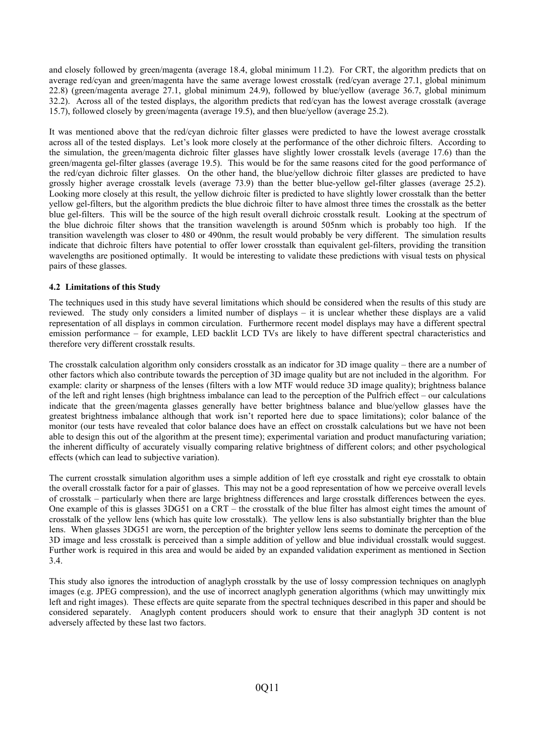and closely followed by green/magenta (average 18.4, global minimum 11.2). For CRT, the algorithm predicts that on average red/cyan and green/magenta have the same average lowest crosstalk (red/cyan average 27.1, global minimum 22.8) (green/magenta average 27.1, global minimum 24.9), followed by blue/yellow (average 36.7, global minimum 32.2). Across all of the tested displays, the algorithm predicts that red/cyan has the lowest average crosstalk (average 15.7), followed closely by green/magenta (average 19.5), and then blue/yellow (average 25.2).

It was mentioned above that the red/cyan dichroic filter glasses were predicted to have the lowest average crosstalk across all of the tested displays. Let's look more closely at the performance of the other dichroic filters. According to the simulation, the green/magenta dichroic filter glasses have slightly lower crosstalk levels (average 17.6) than the green/magenta gel-filter glasses (average 19.5). This would be for the same reasons cited for the good performance of the red/cyan dichroic filter glasses. On the other hand, the blue/yellow dichroic filter glasses are predicted to have grossly higher average crosstalk levels (average 73.9) than the better blue-yellow gel-filter glasses (average 25.2). Looking more closely at this result, the yellow dichroic filter is predicted to have slightly lower crosstalk than the better yellow gel-filters, but the algorithm predicts the blue dichroic filter to have almost three times the crosstalk as the better blue gel-filters. This will be the source of the high result overall dichroic crosstalk result. Looking at the spectrum of the blue dichroic filter shows that the transition wavelength is around 505nm which is probably too high. If the transition wavelength was closer to 480 or 490nm, the result would probably be very different. The simulation results indicate that dichroic filters have potential to offer lower crosstalk than equivalent gel-filters, providing the transition wavelengths are positioned optimally. It would be interesting to validate these predictions with visual tests on physical pairs of these glasses.

### 4.2 Limitations of this Study

The techniques used in this study have several limitations which should be considered when the results of this study are reviewed. The study only considers a limited number of displays – it is unclear whether these displays are a valid representation of all displays in common circulation. Furthermore recent model displays may have a different spectral emission performance – for example, LED backlit LCD TVs are likely to have different spectral characteristics and therefore very different crosstalk results.

The crosstalk calculation algorithm only considers crosstalk as an indicator for 3D image quality – there are a number of other factors which also contribute towards the perception of 3D image quality but are not included in the algorithm. For example: clarity or sharpness of the lenses (filters with a low MTF would reduce 3D image quality); brightness balance of the left and right lenses (high brightness imbalance can lead to the perception of the Pulfrich effect – our calculations indicate that the green/magenta glasses generally have better brightness balance and blue/yellow glasses have the greatest brightness imbalance although that work isn't reported here due to space limitations); color balance of the monitor (our tests have revealed that color balance does have an effect on crosstalk calculations but we have not been able to design this out of the algorithm at the present time); experimental variation and product manufacturing variation; the inherent difficulty of accurately visually comparing relative brightness of different colors; and other psychological effects (which can lead to subjective variation).

The current crosstalk simulation algorithm uses a simple addition of left eye crosstalk and right eye crosstalk to obtain the overall crosstalk factor for a pair of glasses. This may not be a good representation of how we perceive overall levels of crosstalk – particularly when there are large brightness differences and large crosstalk differences between the eyes. One example of this is glasses 3DG51 on a CRT – the crosstalk of the blue filter has almost eight times the amount of crosstalk of the yellow lens (which has quite low crosstalk). The yellow lens is also substantially brighter than the blue lens. When glasses 3DG51 are worn, the perception of the brighter yellow lens seems to dominate the perception of the 3D image and less crosstalk is perceived than a simple addition of yellow and blue individual crosstalk would suggest. Further work is required in this area and would be aided by an expanded validation experiment as mentioned in Section 3.4.

This study also ignores the introduction of anaglyph crosstalk by the use of lossy compression techniques on anaglyph images (e.g. JPEG compression), and the use of incorrect anaglyph generation algorithms (which may unwittingly mix left and right images). These effects are quite separate from the spectral techniques described in this paper and should be considered separately. Anaglyph content producers should work to ensure that their anaglyph 3D content is not adversely affected by these last two factors.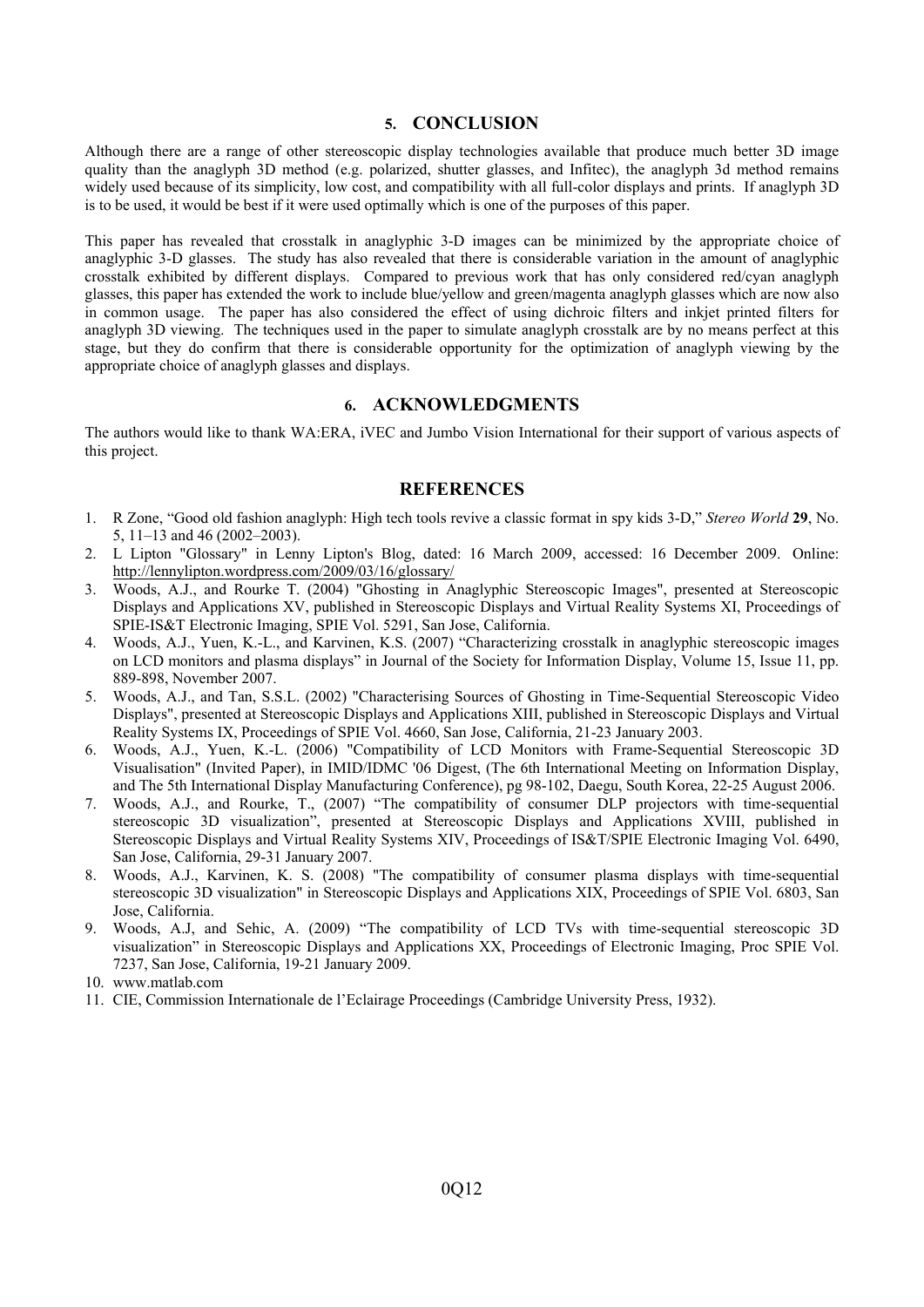## 5. CONCLUSION

Although there are a range of other stereoscopic display technologies available that produce much better 3D image quality than the anaglyph 3D method (e.g. polarized, shutter glasses, and Infitec), the anaglyph 3d method remains widely used because of its simplicity, low cost, and compatibility with all full-color displays and prints. If anaglyph 3D is to be used, it would be best if it were used optimally which is one of the purposes of this paper.

This paper has revealed that crosstalk in anaglyphic 3-D images can be minimized by the appropriate choice of anaglyphic 3-D glasses. The study has also revealed that there is considerable variation in the amount of anaglyphic crosstalk exhibited by different displays. Compared to previous work that has only considered red/cyan anaglyph glasses, this paper has extended the work to include blue/yellow and green/magenta anaglyph glasses which are now also in common usage. The paper has also considered the effect of using dichroic filters and inkjet printed filters for anaglyph 3D viewing. The techniques used in the paper to simulate anaglyph crosstalk are by no means perfect at this stage, but they do confirm that there is considerable opportunity for the optimization of anaglyph viewing by the appropriate choice of anaglyph glasses and displays.

## 6. ACKNOWLEDGMENTS

The authors would like to thank WA:ERA, iVEC and Jumbo Vision International for their support of various aspects of this project.

## REFERENCES

1. R Zone, "Good old fashion anaglyph: High tech tools revive a classic format in spy kids 3-D," *Stereo World* **29**, No. 5, 11–13 and 46 (2002–2003).
2. L Lipton "Glossary" in Lenny Lipton's Blog, dated: 16 March 2009, accessed: 16 December 2009. Online: http://lennylipton.wordpress.com/2009/03/16/glossary/
3. Woods, A.J., and Rourke T. (2004) "Ghosting in Anaglyphic Stereoscopic Images", presented at Stereoscopic Displays and Applications XV, published in Stereoscopic Displays and Virtual Reality Systems XI, Proceedings of SPIE-IS&T Electronic Imaging, SPIE Vol. 5291, San Jose, California.
4. Woods, A.J., Yuen, K.-L., and Karvinen, K.S. (2007) "Characterizing crosstalk in anaglyphic stereoscopic images on LCD monitors and plasma displays" in Journal of the Society for Information Display, Volume 15, Issue 11, pp. 889-898, November 2007.
5. Woods, A.J., and Tan, S.S.L. (2002) "Characterising Sources of Ghosting in Time-Sequential Stereoscopic Video Displays", presented at Stereoscopic Displays and Applications XIII, published in Stereoscopic Displays and Virtual Reality Systems IX, Proceedings of SPIE Vol. 4660, San Jose, California, 21-23 January 2003.
6. Woods, A.J., Yuen, K.-L. (2006) "Compatibility of LCD Monitors with Frame-Sequential Stereoscopic 3D Visualisation" (Invited Paper), in IMID/IDMC '06 Digest, (The 6th International Meeting on Information Display, and The 5th International Display Manufacturing Conference), pg 98-102, Daegu, South Korea, 22-25 August 2006.
7. Woods, A.J., and Rourke, T., (2007) "The compatibility of consumer DLP projectors with time-sequential stereoscopic 3D visualization", presented at Stereoscopic Displays and Applications XVIII, published in Stereoscopic Displays and Virtual Reality Systems XIV, Proceedings of IS&T/SPIE Electronic Imaging Vol. 6490, San Jose, California, 29-31 January 2007.
8. Woods, A.J., Karvinen, K. S. (2008) "The compatibility of consumer plasma displays with time-sequential stereoscopic 3D visualization" in Stereoscopic Displays and Applications XIX, Proceedings of SPIE Vol. 6803, San Jose, California.
9. Woods, A.J, and Sehic, A. (2009) "The compatibility of LCD TVs with time-sequential stereoscopic 3D visualization" in Stereoscopic Displays and Applications XX, Proceedings of Electronic Imaging, Proc SPIE Vol. 7237, San Jose, California, 19-21 January 2009.
10. www.matlab.com
11. CIE, Commission Internationale de l'Eclairage Proceedings (Cambridge University Press, 1932).